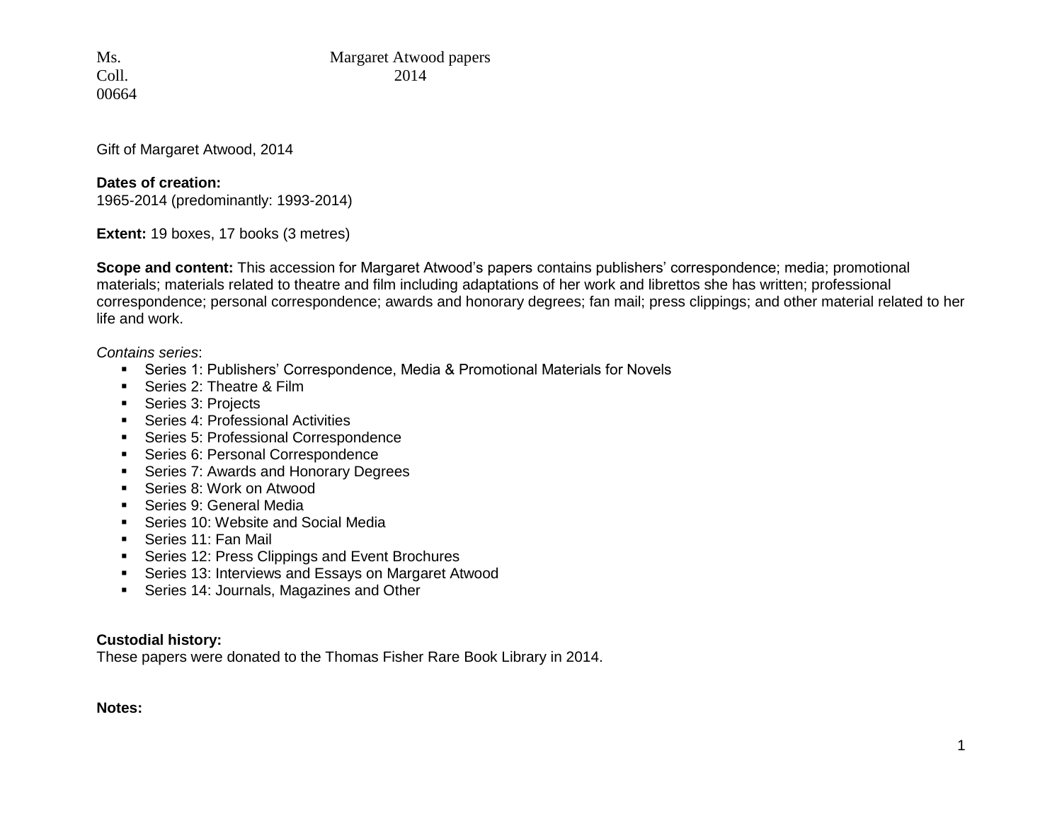Ms. Coll. 00664

Margaret Atwood papers 2014

Gift of Margaret Atwood, 2014

**Dates of creation:**
1965-2014 (predominantly: 1993-2014)

**Extent:** 19 boxes, 17 books (3 metres)

**Scope and content:** This accession for Margaret Atwood's papers contains publishers' correspondence; media; promotional materials; materials related to theatre and film including adaptations of her work and librettos she has written; professional correspondence; personal correspondence; awards and honorary degrees; fan mail; press clippings; and other material related to her life and work.

*Contains series*:

- Series 1: Publishers' Correspondence, Media & Promotional Materials for Novels
- Series 2: Theatre & Film
- Series 3: Projects
- Series 4: Professional Activities
- Series 5: Professional Correspondence
- Series 6: Personal Correspondence
- Series 7: Awards and Honorary Degrees
- Series 8: Work on Atwood
- Series 9: General Media
- Series 10: Website and Social Media
- Series 11: Fan Mail
- Series 12: Press Clippings and Event Brochures
- Series 13: Interviews and Essays on Margaret Atwood
- Series 14: Journals, Magazines and Other

**Custodial history:**
These papers were donated to the Thomas Fisher Rare Book Library in 2014.

**Notes:**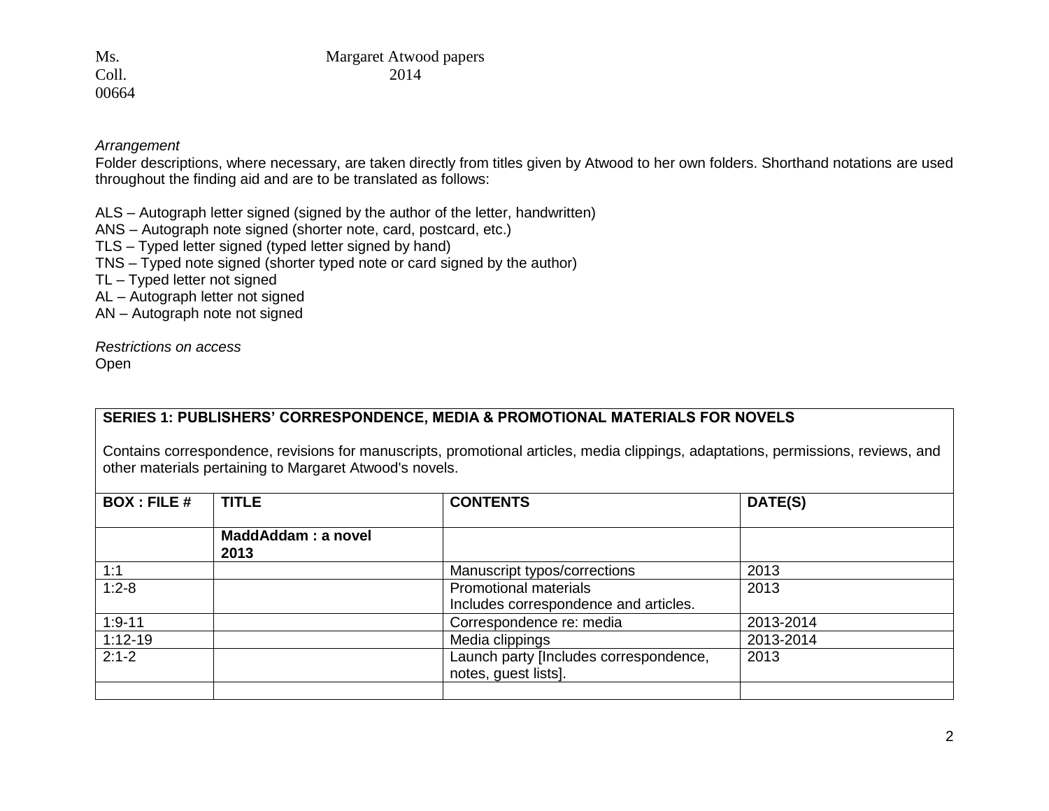*Arrangement*
Folder descriptions, where necessary, are taken directly from titles given by Atwood to her own folders. Shorthand notations are used throughout the finding aid and are to be translated as follows:

ALS – Autograph letter signed (signed by the author of the letter, handwritten)
ANS – Autograph note signed (shorter note, card, postcard, etc.)
TLS – Typed letter signed (typed letter signed by hand)
TNS – Typed note signed (shorter typed note or card signed by the author)
TL – Typed letter not signed
AL – Autograph letter not signed
AN – Autograph note not signed

*Restrictions on access*
Open

**SERIES 1: PUBLISHERS' CORRESPONDENCE, MEDIA & PROMOTIONAL MATERIALS FOR NOVELS**

Contains correspondence, revisions for manuscripts, promotional articles, media clippings, adaptations, permissions, reviews, and other materials pertaining to Margaret Atwood's novels.

| BOX : FILE # | TITLE | CONTENTS | DATE(S) |
|---|---|---|---|
| | **MaddAddam : a novel 2013** | | |
| 1:1 | | Manuscript typos/corrections | 2013 |
| 1:2-8 | | Promotional materials Includes correspondence and articles. | 2013 |
| 1:9-11 | | Correspondence re: media | 2013-2014 |
| 1:12-19 | | Media clippings | 2013-2014 |
| 2:1-2 | | Launch party [Includes correspondence, notes, guest lists]. | 2013 |
| | | | |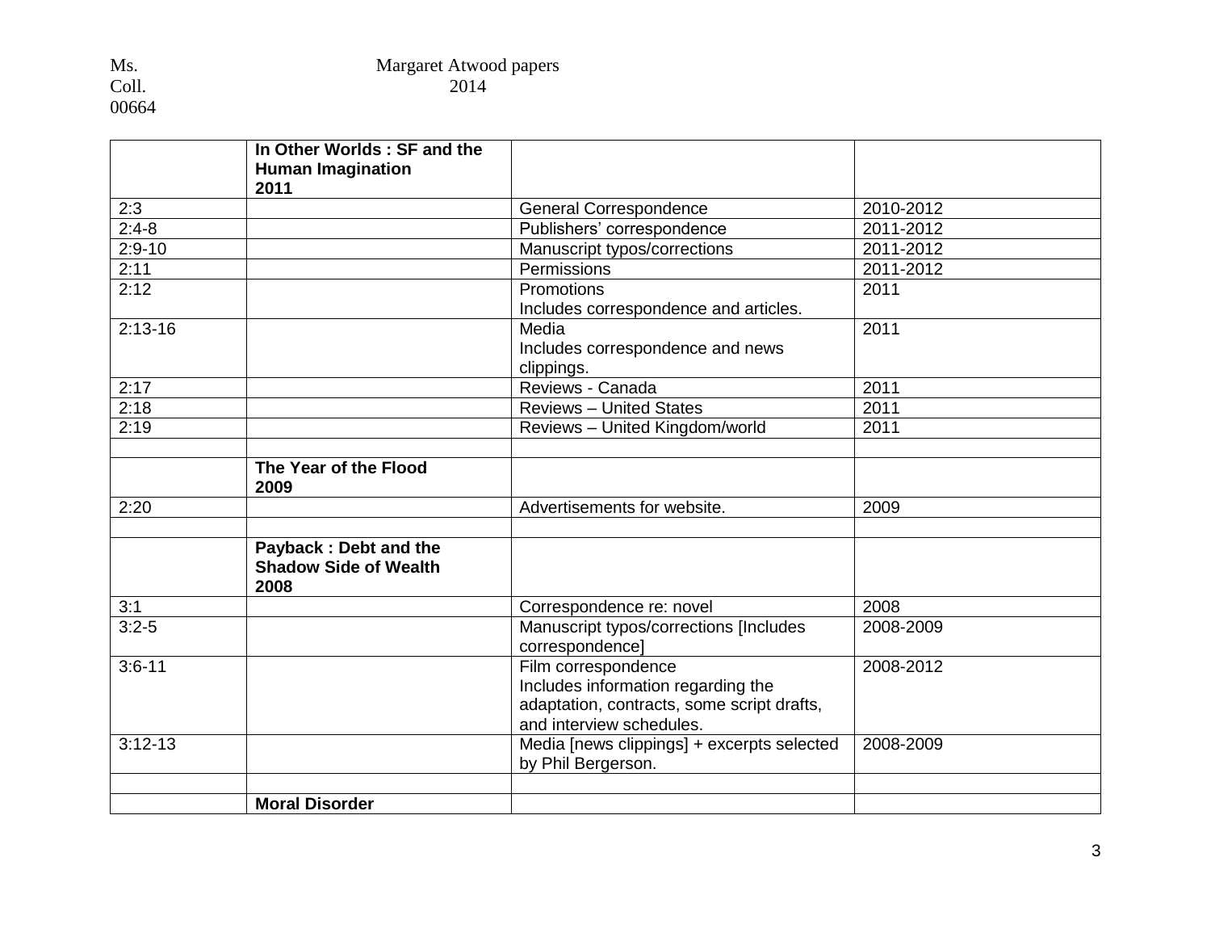| | | | |
|---|---|---|---|
| | **In Other Worlds : SF and the Human Imagination 2011** | | |
| 2:3 | | General Correspondence | 2010-2012 |
| 2:4-8 | | Publishers' correspondence | 2011-2012 |
| 2:9-10 | | Manuscript typos/corrections | 2011-2012 |
| 2:11 | | Permissions | 2011-2012 |
| 2:12 | | Promotions<br>Includes correspondence and articles. | 2011 |
| 2:13-16 | | Media<br>Includes correspondence and news clippings. | 2011 |
| 2:17 | | Reviews - Canada | 2011 |
| 2:18 | | Reviews – United States | 2011 |
| 2:19 | | Reviews – United Kingdom/world | 2011 |
| | | | |
| | **The Year of the Flood 2009** | | |
| 2:20 | | Advertisements for website. | 2009 |
| | | | |
| | **Payback : Debt and the Shadow Side of Wealth 2008** | | |
| 3:1 | | Correspondence re: novel | 2008 |
| 3:2-5 | | Manuscript typos/corrections [Includes correspondence] | 2008-2009 |
| 3:6-11 | | Film correspondence<br>Includes information regarding the adaptation, contracts, some script drafts, and interview schedules. | 2008-2012 |
| 3:12-13 | | Media [news clippings] + excerpts selected by Phil Bergerson. | 2008-2009 |
| | | | |
| | **Moral Disorder** | | |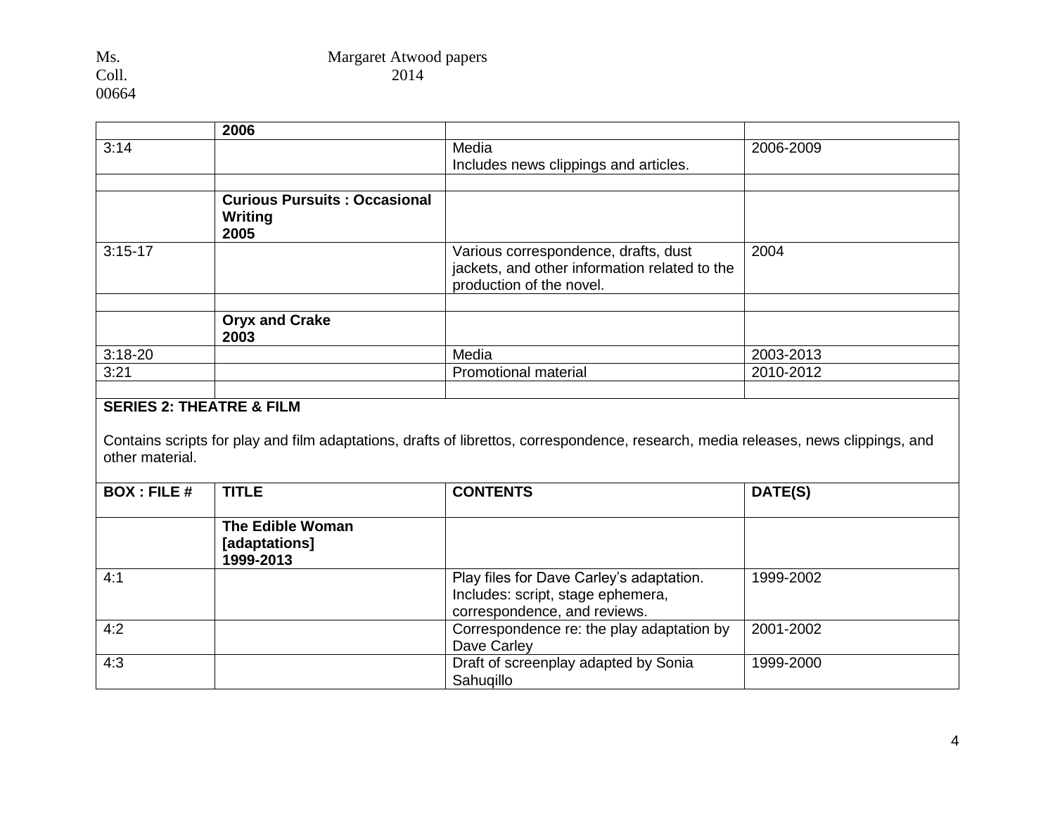| | | | |
|---|---|---|---|
| | **2006** | | |
| 3:14 | | Media<br>Includes news clippings and articles. | 2006-2009 |
| | | | |
| | **Curious Pursuits : Occasional Writing<br>2005** | | |
| 3:15-17 | | Various correspondence, drafts, dust jackets, and other information related to the production of the novel. | 2004 |
| | | | |
| | **Oryx and Crake<br>2003** | | |
| 3:18-20 | | Media | 2003-2013 |
| 3:21 | | Promotional material | 2010-2012 |
| | | | |

**SERIES 2: THEATRE & FILM**

Contains scripts for play and film adaptations, drafts of librettos, correspondence, research, media releases, news clippings, and other material.

| BOX : FILE # | TITLE | CONTENTS | DATE(S) |
|---|---|---|---|
| | **The Edible Woman [adaptations]<br>1999-2013** | | |
| 4:1 | | Play files for Dave Carley's adaptation. Includes: script, stage ephemera, correspondence, and reviews. | 1999-2002 |
| 4:2 | | Correspondence re: the play adaptation by Dave Carley | 2001-2002 |
| 4:3 | | Draft of screenplay adapted by Sonia Sahuqillo | 1999-2000 |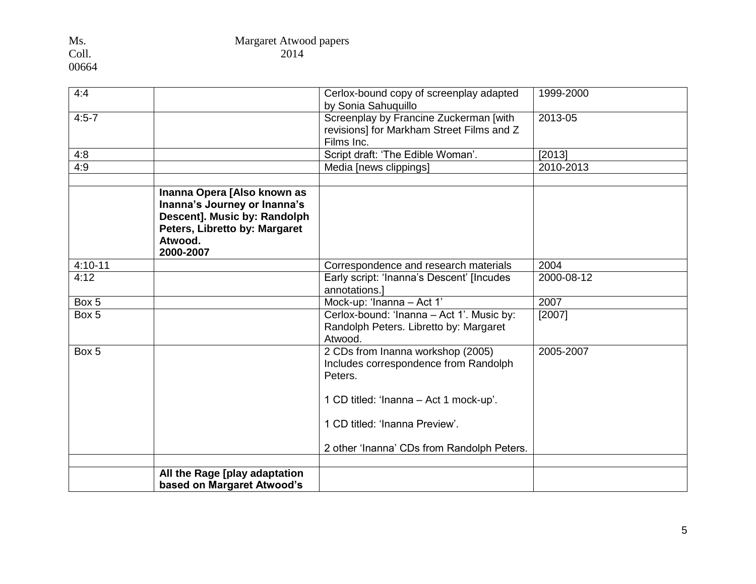| | | | |
|---|---|---|---|
| 4:4 | | Cerlox-bound copy of screenplay adapted by Sonia Sahuquillo | 1999-2000 |
| 4:5-7 | | Screenplay by Francine Zuckerman [with revisions] for Markham Street Films and Z Films Inc. | 2013-05 |
| 4:8 | | Script draft: 'The Edible Woman'. | [2013] |
| 4:9 | | Media [news clippings] | 2010-2013 |
| | | | |
| | **Inanna Opera [Also known as Inanna's Journey or Inanna's Descent]. Music by: Randolph Peters, Libretto by: Margaret Atwood. 2000-2007** | | |
| 4:10-11 | | Correspondence and research materials | 2004 |
| 4:12 | | Early script: 'Inanna's Descent' [Incudes annotations.] | 2000-08-12 |
| Box 5 | | Mock-up: 'Inanna – Act 1' | 2007 |
| Box 5 | | Cerlox-bound: 'Inanna – Act 1'. Music by: Randolph Peters. Libretto by: Margaret Atwood. | [2007] |
| Box 5 | | 2 CDs from Inanna workshop (2005) Includes correspondence from Randolph Peters.<br><br>1 CD titled: 'Inanna – Act 1 mock-up'.<br><br>1 CD titled: 'Inanna Preview'.<br><br>2 other 'Inanna' CDs from Randolph Peters. | 2005-2007 |
| | | | |
| | **All the Rage [play adaptation based on Margaret Atwood's** | | |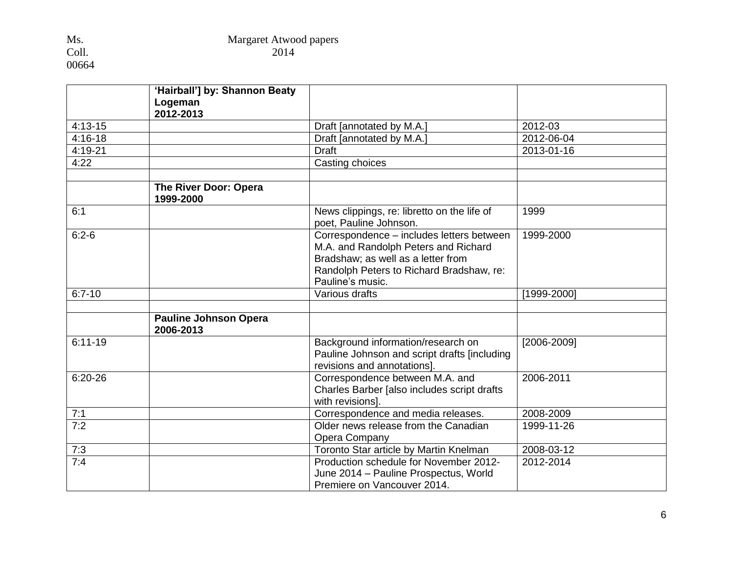| | | | |
|---|---|---|---|
| | **'Hairball'] by: Shannon Beaty Logeman 2012-2013** | | |
| 4:13-15 | | Draft [annotated by M.A.] | 2012-03 |
| 4:16-18 | | Draft [annotated by M.A.] | 2012-06-04 |
| 4:19-21 | | Draft | 2013-01-16 |
| 4:22 | | Casting choices | |
| | | | |
| | **The River Door: Opera 1999-2000** | | |
| 6:1 | | News clippings, re: libretto on the life of poet, Pauline Johnson. | 1999 |
| 6:2-6 | | Correspondence – includes letters between M.A. and Randolph Peters and Richard Bradshaw; as well as a letter from Randolph Peters to Richard Bradshaw, re: Pauline's music. | 1999-2000 |
| 6:7-10 | | Various drafts | [1999-2000] |
| | | | |
| | **Pauline Johnson Opera 2006-2013** | | |
| 6:11-19 | | Background information/research on Pauline Johnson and script drafts [including revisions and annotations]. | [2006-2009] |
| 6:20-26 | | Correspondence between M.A. and Charles Barber [also includes script drafts with revisions]. | 2006-2011 |
| 7:1 | | Correspondence and media releases. | 2008-2009 |
| 7:2 | | Older news release from the Canadian Opera Company | 1999-11-26 |
| 7:3 | | Toronto Star article by Martin Knelman | 2008-03-12 |
| 7:4 | | Production schedule for November 2012-June 2014 – Pauline Prospectus, World Premiere on Vancouver 2014. | 2012-2014 |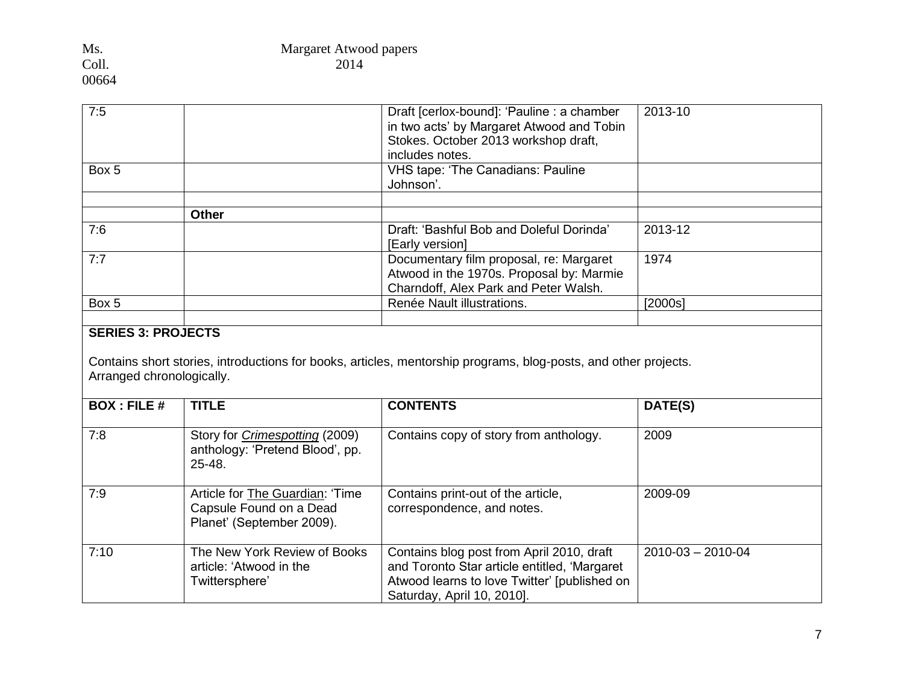| | | | |
|---|---|---|---|
| 7:5 | | Draft [cerlox-bound]: 'Pauline : a chamber in two acts' by Margaret Atwood and Tobin Stokes. October 2013 workshop draft, includes notes. | 2013-10 |
| Box 5 | | VHS tape: 'The Canadians: Pauline Johnson'. | |
| | | | |
| | **Other** | | |
| 7:6 | | Draft: 'Bashful Bob and Doleful Dorinda' [Early version] | 2013-12 |
| 7:7 | | Documentary film proposal, re: Margaret Atwood in the 1970s. Proposal by: Marmie Charndoff, Alex Park and Peter Walsh. | 1974 |
| Box 5 | | Renée Nault illustrations. | [2000s] |

**SERIES 3: PROJECTS**

Contains short stories, introductions for books, articles, mentorship programs, blog-posts, and other projects. Arranged chronologically.

| BOX : FILE # | TITLE | CONTENTS | DATE(S) |
|---|---|---|---|
| 7:8 | Story for *Crimespotting* (2009) anthology: 'Pretend Blood', pp. 25-48. | Contains copy of story from anthology. | 2009 |
| 7:9 | Article for The Guardian: 'Time Capsule Found on a Dead Planet' (September 2009). | Contains print-out of the article, correspondence, and notes. | 2009-09 |
| 7:10 | The New York Review of Books article: 'Atwood in the Twittersphere' | Contains blog post from April 2010, draft and Toronto Star article entitled, 'Margaret Atwood learns to love Twitter' [published on Saturday, April 10, 2010]. | 2010-03 – 2010-04 |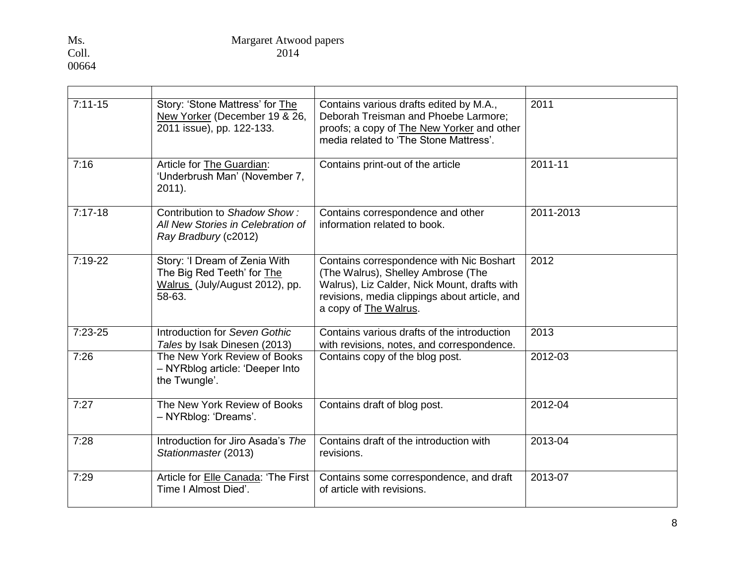| | | | |
|---|---|---|---|
| 7:11-15 | Story: 'Stone Mattress' for The New Yorker (December 19 & 26, 2011 issue), pp. 122-133. | Contains various drafts edited by M.A., Deborah Treisman and Phoebe Larmore; proofs; a copy of The New Yorker and other media related to 'The Stone Mattress'. | 2011 |
| 7:16 | Article for The Guardian: 'Underbrush Man' (November 7, 2011). | Contains print-out of the article | 2011-11 |
| 7:17-18 | Contribution to *Shadow Show : All New Stories in Celebration of Ray Bradbury* (c2012) | Contains correspondence and other information related to book. | 2011-2013 |
| 7:19-22 | Story: 'I Dream of Zenia With The Big Red Teeth' for The Walrus (July/August 2012), pp. 58-63. | Contains correspondence with Nic Boshart (The Walrus), Shelley Ambrose (The Walrus), Liz Calder, Nick Mount, drafts with revisions, media clippings about article, and a copy of The Walrus. | 2012 |
| 7:23-25 | Introduction for *Seven Gothic Tales* by Isak Dinesen (2013) | Contains various drafts of the introduction with revisions, notes, and correspondence. | 2013 |
| 7:26 | The New York Review of Books – NYRblog article: 'Deeper Into the Twungle'. | Contains copy of the blog post. | 2012-03 |
| 7:27 | The New York Review of Books – NYRblog: 'Dreams'. | Contains draft of blog post. | 2012-04 |
| 7:28 | Introduction for Jiro Asada's *The Stationmaster* (2013) | Contains draft of the introduction with revisions. | 2013-04 |
| 7:29 | Article for Elle Canada: 'The First Time I Almost Died'. | Contains some correspondence, and draft of article with revisions. | 2013-07 |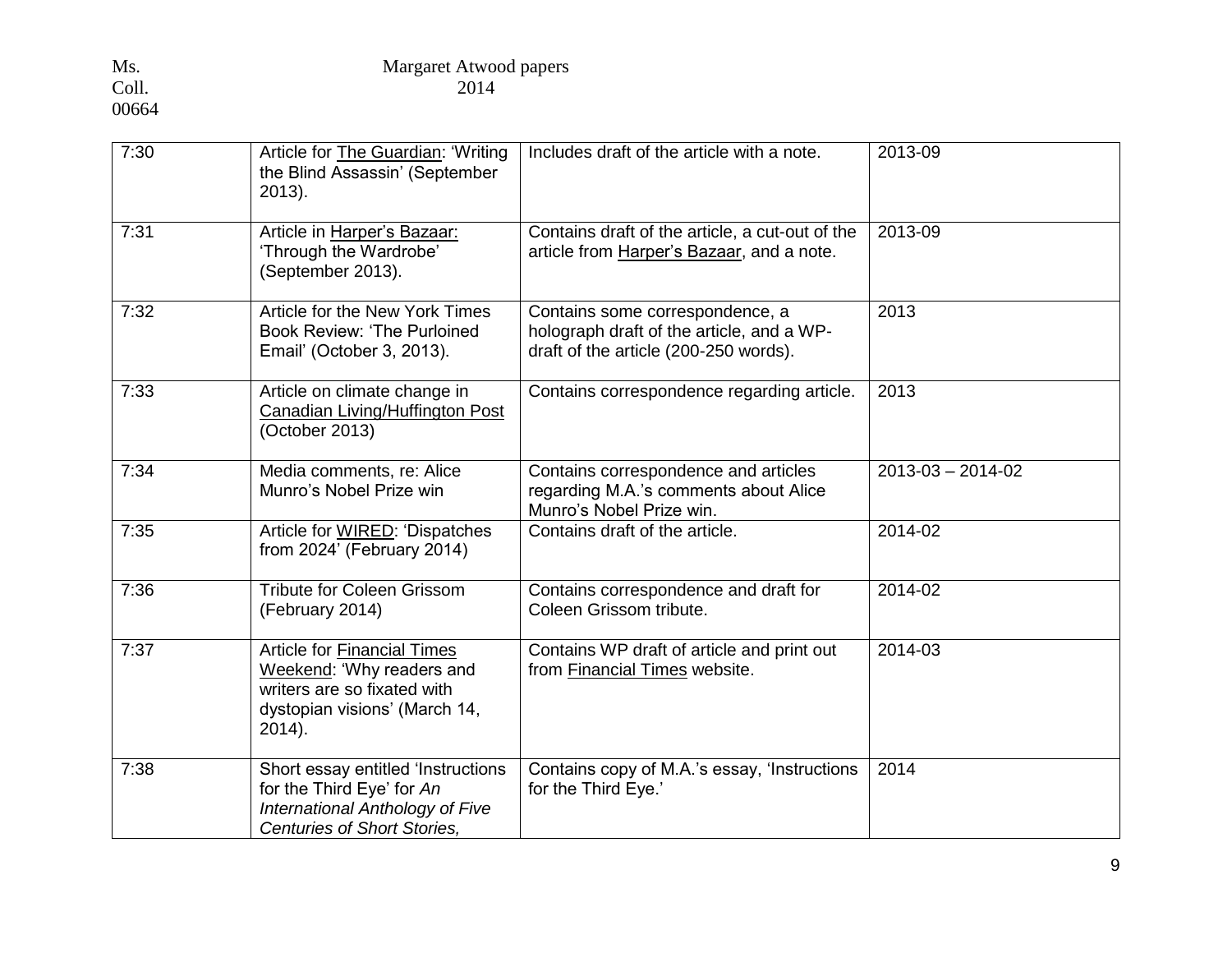| | | | |
|---|---|---|---|
| 7:30 | Article for The Guardian: 'Writing the Blind Assassin' (September 2013). | Includes draft of the article with a note. | 2013-09 |
| 7:31 | Article in Harper's Bazaar: 'Through the Wardrobe' (September 2013). | Contains draft of the article, a cut-out of the article from Harper's Bazaar, and a note. | 2013-09 |
| 7:32 | Article for the New York Times Book Review: 'The Purloined Email' (October 3, 2013). | Contains some correspondence, a holograph draft of the article, and a WP-draft of the article (200-250 words). | 2013 |
| 7:33 | Article on climate change in Canadian Living/Huffington Post (October 2013) | Contains correspondence regarding article. | 2013 |
| 7:34 | Media comments, re: Alice Munro's Nobel Prize win | Contains correspondence and articles regarding M.A.'s comments about Alice Munro's Nobel Prize win. | 2013-03 – 2014-02 |
| 7:35 | Article for WIRED: 'Dispatches from 2024' (February 2014) | Contains draft of the article. | 2014-02 |
| 7:36 | Tribute for Coleen Grissom (February 2014) | Contains correspondence and draft for Coleen Grissom tribute. | 2014-02 |
| 7:37 | Article for Financial Times Weekend: 'Why readers and writers are so fixated with dystopian visions' (March 14, 2014). | Contains WP draft of article and print out from Financial Times website. | 2014-03 |
| 7:38 | Short essay entitled 'Instructions for the Third Eye' for *An International Anthology of Five Centuries of Short Stories,* | Contains copy of M.A.'s essay, 'Instructions for the Third Eye.' | 2014 |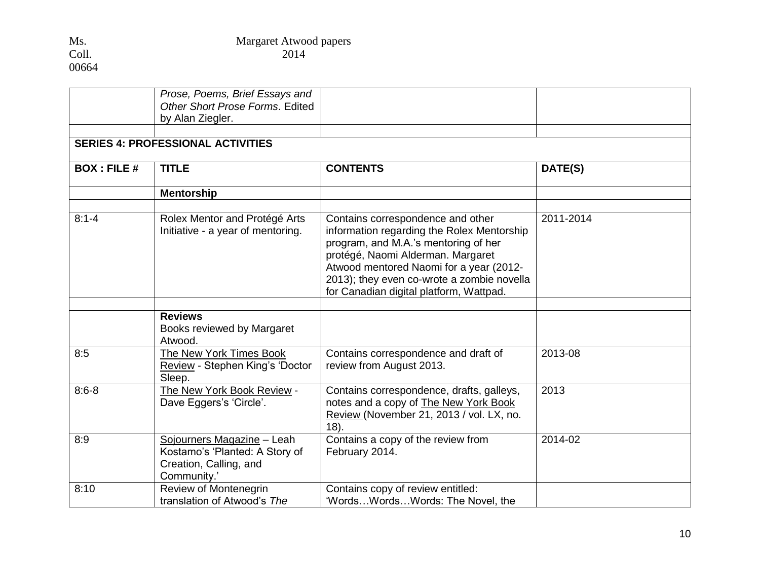| | | | |
|---|---|---|---|
| | *Prose, Poems, Brief Essays and Other Short Prose Forms*. Edited by Alan Ziegler. | | |
| | | | |
| **SERIES 4: PROFESSIONAL ACTIVITIES** | | | |
| **BOX : FILE #** | **TITLE** | **CONTENTS** | **DATE(S)** |
| | **Mentorship** | | |
| | | | |
| 8:1-4 | Rolex Mentor and Protégé Arts Initiative - a year of mentoring. | Contains correspondence and other information regarding the Rolex Mentorship program, and M.A.'s mentoring of her protégé, Naomi Alderman. Margaret Atwood mentored Naomi for a year (2012-2013); they even co-wrote a zombie novella for Canadian digital platform, Wattpad. | 2011-2014 |
| | | | |
| | **Reviews** Books reviewed by Margaret Atwood. | | |
| 8:5 | The New York Times Book Review - Stephen King's 'Doctor Sleep. | Contains correspondence and draft of review from August 2013. | 2013-08 |
| 8:6-8 | The New York Book Review - Dave Eggers's 'Circle'. | Contains correspondence, drafts, galleys, notes and a copy of The New York Book Review (November 21, 2013 / vol. LX, no. 18). | 2013 |
| 8:9 | Sojourners Magazine – Leah Kostamo's 'Planted: A Story of Creation, Calling, and Community.' | Contains a copy of the review from February 2014. | 2014-02 |
| 8:10 | Review of Montenegrin translation of Atwood's *The* | Contains copy of review entitled: 'Words…Words…Words: The Novel, the | |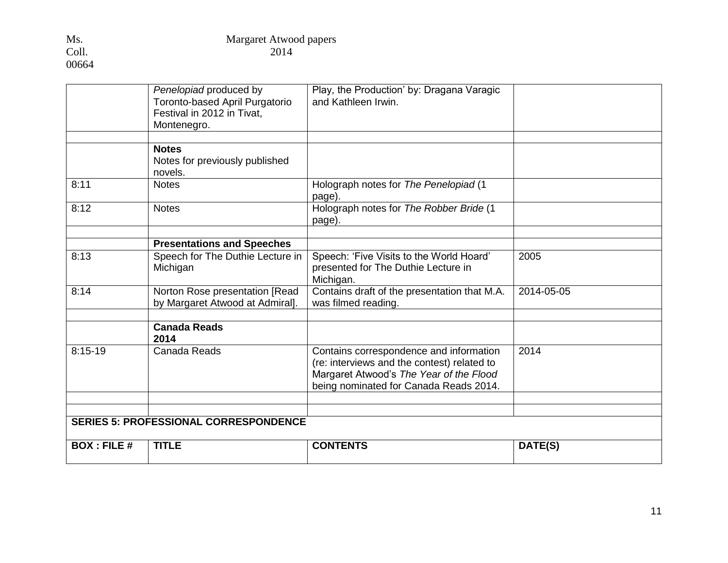| | | | |
|---|---|---|---|
| | *Penelopiad* produced by Toronto-based April Purgatorio Festival in 2012 in Tivat, Montenegro. | Play, the Production' by: Dragana Varagic and Kathleen Irwin. | |
| | | | |
| | **Notes** Notes for previously published novels. | | |
| 8:11 | Notes | Holograph notes for *The Penelopiad* (1 page). | |
| 8:12 | Notes | Holograph notes for *The Robber Bride* (1 page). | |
| | | | |
| | **Presentations and Speeches** | | |
| 8:13 | Speech for The Duthie Lecture in Michigan | Speech: 'Five Visits to the World Hoard' presented for The Duthie Lecture in Michigan. | 2005 |
| 8:14 | Norton Rose presentation [Read by Margaret Atwood at Admiral]. | Contains draft of the presentation that M.A. was filmed reading. | 2014-05-05 |
| | | | |
| | **Canada Reads 2014** | | |
| 8:15-19 | Canada Reads | Contains correspondence and information (re: interviews and the contest) related to Margaret Atwood's *The Year of the Flood* being nominated for Canada Reads 2014. | 2014 |
| | | | |
| | | | |
| **SERIES 5: PROFESSIONAL CORRESPONDENCE** | | | |
| **BOX : FILE #** | **TITLE** | **CONTENTS** | **DATE(S)** |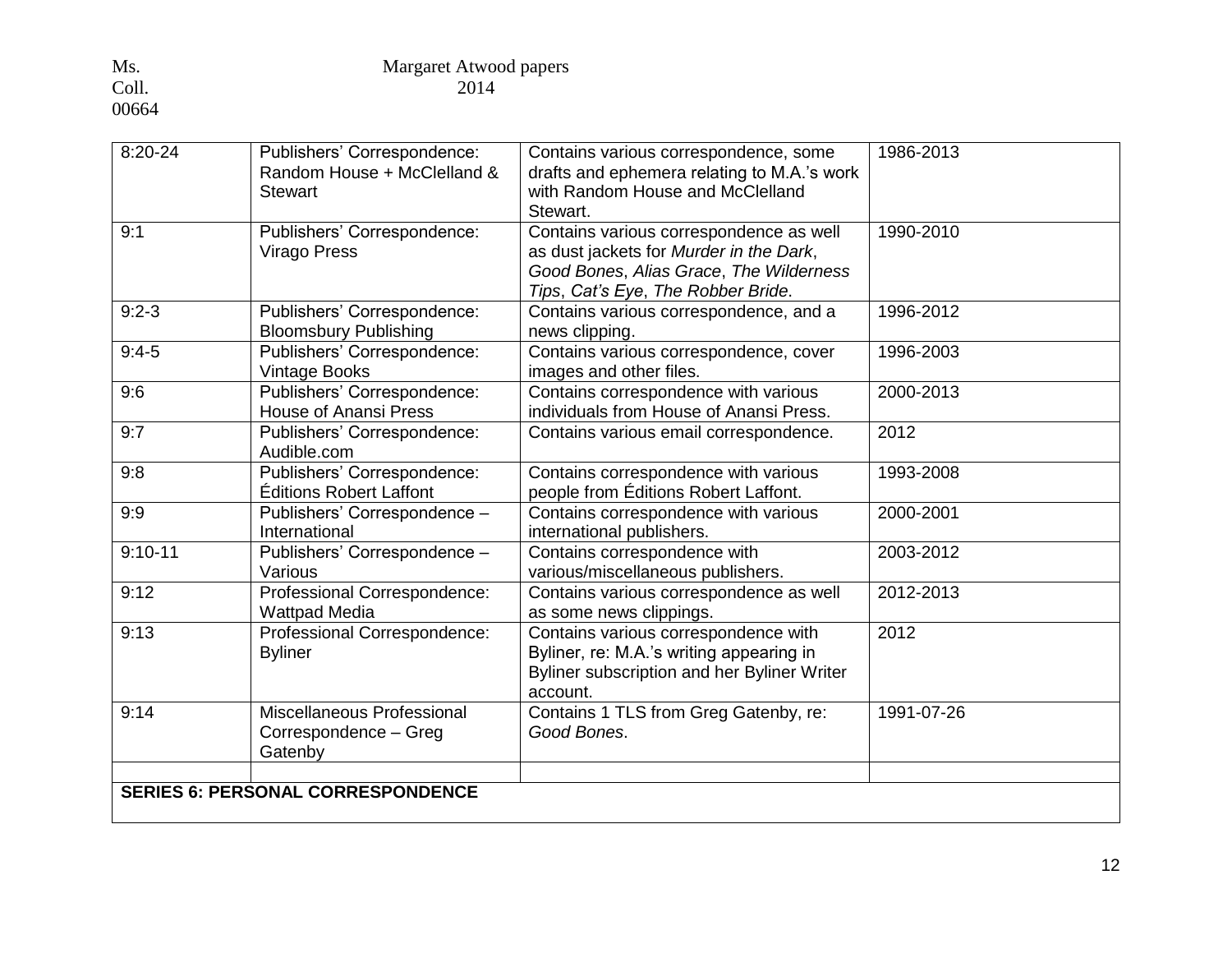| | | | |
|---|---|---|---|
| 8:20-24 | Publishers' Correspondence: Random House + McClelland & Stewart | Contains various correspondence, some drafts and ephemera relating to M.A.'s work with Random House and McClelland Stewart. | 1986-2013 |
| 9:1 | Publishers' Correspondence: Virago Press | Contains various correspondence as well as dust jackets for *Murder in the Dark*, *Good Bones*, *Alias Grace*, *The Wilderness Tips*, *Cat's Eye*, *The Robber Bride*. | 1990-2010 |
| 9:2-3 | Publishers' Correspondence: Bloomsbury Publishing | Contains various correspondence, and a news clipping. | 1996-2012 |
| 9:4-5 | Publishers' Correspondence: Vintage Books | Contains various correspondence, cover images and other files. | 1996-2003 |
| 9:6 | Publishers' Correspondence: House of Anansi Press | Contains correspondence with various individuals from House of Anansi Press. | 2000-2013 |
| 9:7 | Publishers' Correspondence: Audible.com | Contains various email correspondence. | 2012 |
| 9:8 | Publishers' Correspondence: Éditions Robert Laffont | Contains correspondence with various people from Éditions Robert Laffont. | 1993-2008 |
| 9:9 | Publishers' Correspondence – International | Contains correspondence with various international publishers. | 2000-2001 |
| 9:10-11 | Publishers' Correspondence – Various | Contains correspondence with various/miscellaneous publishers. | 2003-2012 |
| 9:12 | Professional Correspondence: Wattpad Media | Contains various correspondence as well as some news clippings. | 2012-2013 |
| 9:13 | Professional Correspondence: Byliner | Contains various correspondence with Byliner, re: M.A.'s writing appearing in Byliner subscription and her Byliner Writer account. | 2012 |
| 9:14 | Miscellaneous Professional Correspondence – Greg Gatenby | Contains 1 TLS from Greg Gatenby, re: *Good Bones*. | 1991-07-26 |
| | | | |
| **SERIES 6: PERSONAL CORRESPONDENCE** | | | |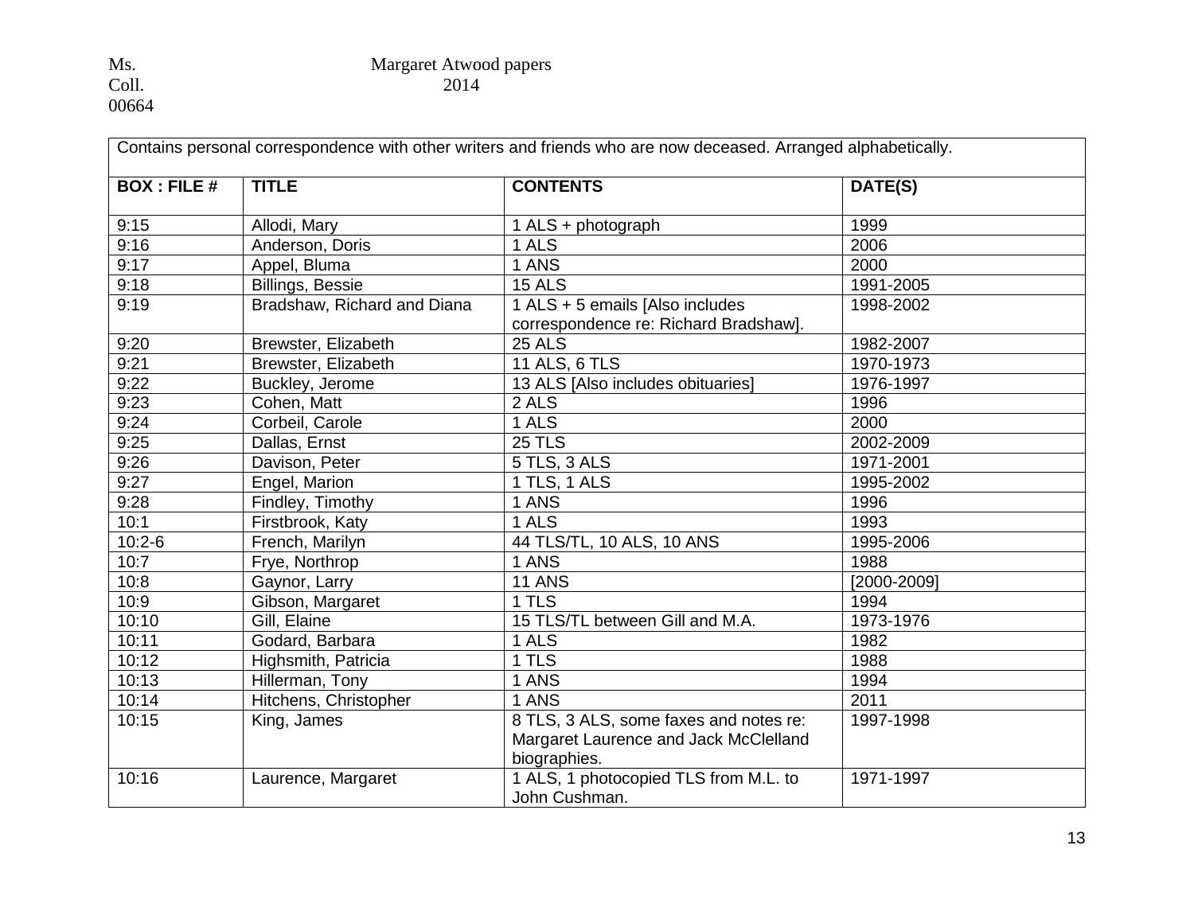| Contains personal correspondence with other writers and friends who are now deceased. Arranged alphabetically. | | | |
|---|---|---|---|
| **BOX : FILE #** | **TITLE** | **CONTENTS** | **DATE(S)** |
| 9:15 | Allodi, Mary | 1 ALS + photograph | 1999 |
| 9:16 | Anderson, Doris | 1 ALS | 2006 |
| 9:17 | Appel, Bluma | 1 ANS | 2000 |
| 9:18 | Billings, Bessie | 15 ALS | 1991-2005 |
| 9:19 | Bradshaw, Richard and Diana | 1 ALS + 5 emails [Also includes correspondence re: Richard Bradshaw]. | 1998-2002 |
| 9:20 | Brewster, Elizabeth | 25 ALS | 1982-2007 |
| 9:21 | Brewster, Elizabeth | 11 ALS, 6 TLS | 1970-1973 |
| 9:22 | Buckley, Jerome | 13 ALS [Also includes obituaries] | 1976-1997 |
| 9:23 | Cohen, Matt | 2 ALS | 1996 |
| 9:24 | Corbeil, Carole | 1 ALS | 2000 |
| 9:25 | Dallas, Ernst | 25 TLS | 2002-2009 |
| 9:26 | Davison, Peter | 5 TLS, 3 ALS | 1971-2001 |
| 9:27 | Engel, Marion | 1 TLS, 1 ALS | 1995-2002 |
| 9:28 | Findley, Timothy | 1 ANS | 1996 |
| 10:1 | Firstbrook, Katy | 1 ALS | 1993 |
| 10:2-6 | French, Marilyn | 44 TLS/TL, 10 ALS, 10 ANS | 1995-2006 |
| 10:7 | Frye, Northrop | 1 ANS | 1988 |
| 10:8 | Gaynor, Larry | 11 ANS | [2000-2009] |
| 10:9 | Gibson, Margaret | 1 TLS | 1994 |
| 10:10 | Gill, Elaine | 15 TLS/TL between Gill and M.A. | 1973-1976 |
| 10:11 | Godard, Barbara | 1 ALS | 1982 |
| 10:12 | Highsmith, Patricia | 1 TLS | 1988 |
| 10:13 | Hillerman, Tony | 1 ANS | 1994 |
| 10:14 | Hitchens, Christopher | 1 ANS | 2011 |
| 10:15 | King, James | 8 TLS, 3 ALS, some faxes and notes re: Margaret Laurence and Jack McClelland biographies. | 1997-1998 |
| 10:16 | Laurence, Margaret | 1 ALS, 1 photocopied TLS from M.L. to John Cushman. | 1971-1997 |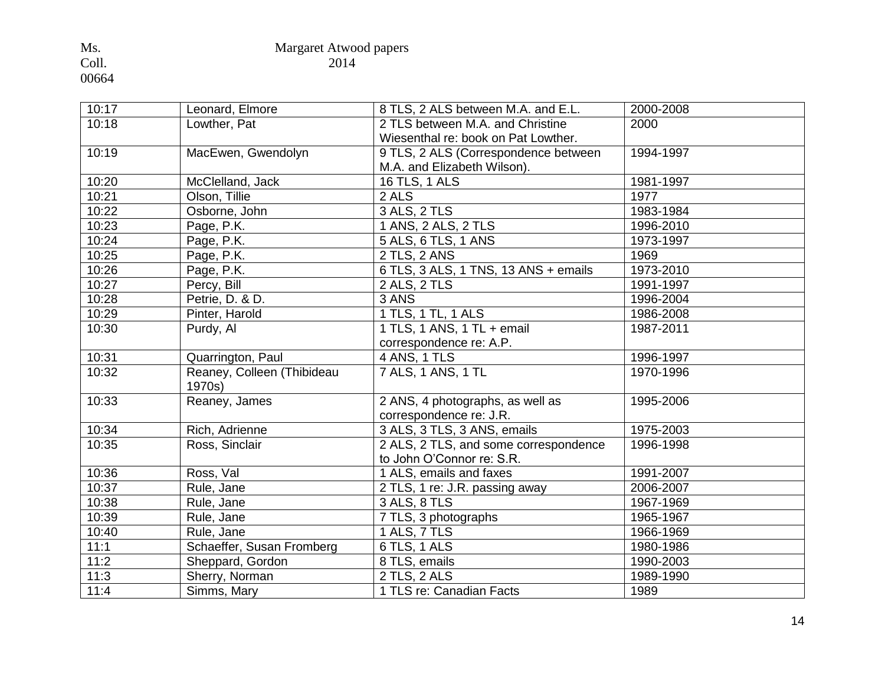| | | | |
|---|---|---|---|
| 10:17 | Leonard, Elmore | 8 TLS, 2 ALS between M.A. and E.L. | 2000-2008 |
| 10:18 | Lowther, Pat | 2 TLS between M.A. and Christine Wiesenthal re: book on Pat Lowther. | 2000 |
| 10:19 | MacEwen, Gwendolyn | 9 TLS, 2 ALS (Correspondence between M.A. and Elizabeth Wilson). | 1994-1997 |
| 10:20 | McClelland, Jack | 16 TLS, 1 ALS | 1981-1997 |
| 10:21 | Olson, Tillie | 2 ALS | 1977 |
| 10:22 | Osborne, John | 3 ALS, 2 TLS | 1983-1984 |
| 10:23 | Page, P.K. | 1 ANS, 2 ALS, 2 TLS | 1996-2010 |
| 10:24 | Page, P.K. | 5 ALS, 6 TLS, 1 ANS | 1973-1997 |
| 10:25 | Page, P.K. | 2 TLS, 2 ANS | 1969 |
| 10:26 | Page, P.K. | 6 TLS, 3 ALS, 1 TNS, 13 ANS + emails | 1973-2010 |
| 10:27 | Percy, Bill | 2 ALS, 2 TLS | 1991-1997 |
| 10:28 | Petrie, D. & D. | 3 ANS | 1996-2004 |
| 10:29 | Pinter, Harold | 1 TLS, 1 TL, 1 ALS | 1986-2008 |
| 10:30 | Purdy, Al | 1 TLS, 1 ANS, 1 TL + email correspondence re: A.P. | 1987-2011 |
| 10:31 | Quarrington, Paul | 4 ANS, 1 TLS | 1996-1997 |
| 10:32 | Reaney, Colleen (Thibideau 1970s) | 7 ALS, 1 ANS, 1 TL | 1970-1996 |
| 10:33 | Reaney, James | 2 ANS, 4 photographs, as well as correspondence re: J.R. | 1995-2006 |
| 10:34 | Rich, Adrienne | 3 ALS, 3 TLS, 3 ANS, emails | 1975-2003 |
| 10:35 | Ross, Sinclair | 2 ALS, 2 TLS, and some correspondence to John O'Connor re: S.R. | 1996-1998 |
| 10:36 | Ross, Val | 1 ALS, emails and faxes | 1991-2007 |
| 10:37 | Rule, Jane | 2 TLS, 1 re: J.R. passing away | 2006-2007 |
| 10:38 | Rule, Jane | 3 ALS, 8 TLS | 1967-1969 |
| 10:39 | Rule, Jane | 7 TLS, 3 photographs | 1965-1967 |
| 10:40 | Rule, Jane | 1 ALS, 7 TLS | 1966-1969 |
| 11:1 | Schaeffer, Susan Fromberg | 6 TLS, 1 ALS | 1980-1986 |
| 11:2 | Sheppard, Gordon | 8 TLS, emails | 1990-2003 |
| 11:3 | Sherry, Norman | 2 TLS, 2 ALS | 1989-1990 |
| 11:4 | Simms, Mary | 1 TLS re: Canadian Facts | 1989 |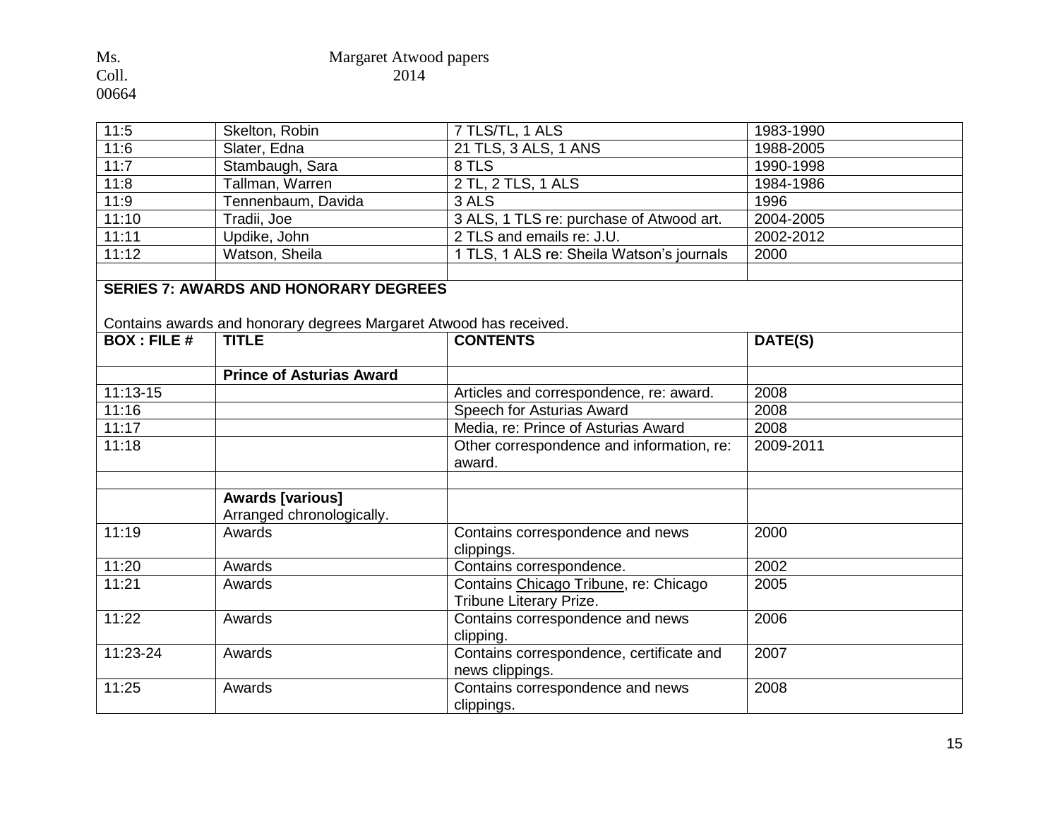| | | | |
|---|---|---|---|
| 11:5 | Skelton, Robin | 7 TLS/TL, 1 ALS | 1983-1990 |
| 11:6 | Slater, Edna | 21 TLS, 3 ALS, 1 ANS | 1988-2005 |
| 11:7 | Stambaugh, Sara | 8 TLS | 1990-1998 |
| 11:8 | Tallman, Warren | 2 TL, 2 TLS, 1 ALS | 1984-1986 |
| 11:9 | Tennenbaum, Davida | 3 ALS | 1996 |
| 11:10 | Tradii, Joe | 3 ALS, 1 TLS re: purchase of Atwood art. | 2004-2005 |
| 11:11 | Updike, John | 2 TLS and emails re: J.U. | 2002-2012 |
| 11:12 | Watson, Sheila | 1 TLS, 1 ALS re: Sheila Watson's journals | 2000 |

**SERIES 7: AWARDS AND HONORARY DEGREES**

Contains awards and honorary degrees Margaret Atwood has received.

| BOX : FILE # | TITLE | CONTENTS | DATE(S) |
|---|---|---|---|
| | **Prince of Asturias Award** | | |
| 11:13-15 | | Articles and correspondence, re: award. | 2008 |
| 11:16 | | Speech for Asturias Award | 2008 |
| 11:17 | | Media, re: Prince of Asturias Award | 2008 |
| 11:18 | | Other correspondence and information, re: award. | 2009-2011 |
| | | | |
| | **Awards [various]** Arranged chronologically. | | |
| 11:19 | Awards | Contains correspondence and news clippings. | 2000 |
| 11:20 | Awards | Contains correspondence. | 2002 |
| 11:21 | Awards | Contains Chicago Tribune, re: Chicago Tribune Literary Prize. | 2005 |
| 11:22 | Awards | Contains correspondence and news clipping. | 2006 |
| 11:23-24 | Awards | Contains correspondence, certificate and news clippings. | 2007 |
| 11:25 | Awards | Contains correspondence and news clippings. | 2008 |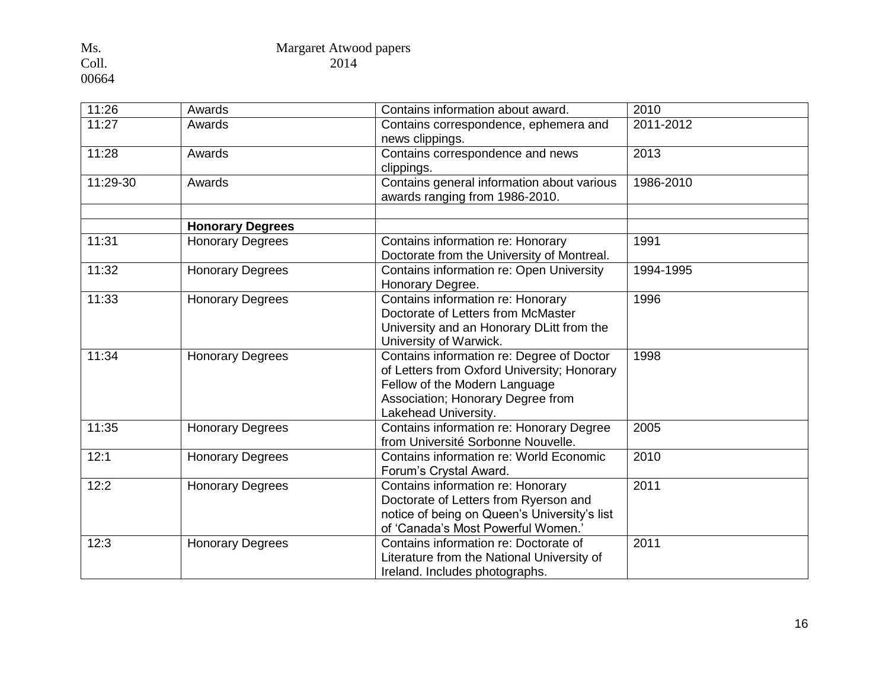| | | | |
|---|---|---|---|
| 11:26 | Awards | Contains information about award. | 2010 |
| 11:27 | Awards | Contains correspondence, ephemera and news clippings. | 2011-2012 |
| 11:28 | Awards | Contains correspondence and news clippings. | 2013 |
| 11:29-30 | Awards | Contains general information about various awards ranging from 1986-2010. | 1986-2010 |
| | | | |
| | **Honorary Degrees** | | |
| 11:31 | Honorary Degrees | Contains information re: Honorary Doctorate from the University of Montreal. | 1991 |
| 11:32 | Honorary Degrees | Contains information re: Open University Honorary Degree. | 1994-1995 |
| 11:33 | Honorary Degrees | Contains information re: Honorary Doctorate of Letters from McMaster University and an Honorary DLitt from the University of Warwick. | 1996 |
| 11:34 | Honorary Degrees | Contains information re: Degree of Doctor of Letters from Oxford University; Honorary Fellow of the Modern Language Association; Honorary Degree from Lakehead University. | 1998 |
| 11:35 | Honorary Degrees | Contains information re: Honorary Degree from Université Sorbonne Nouvelle. | 2005 |
| 12:1 | Honorary Degrees | Contains information re: World Economic Forum's Crystal Award. | 2010 |
| 12:2 | Honorary Degrees | Contains information re: Honorary Doctorate of Letters from Ryerson and notice of being on Queen's University's list of 'Canada's Most Powerful Women.' | 2011 |
| 12:3 | Honorary Degrees | Contains information re: Doctorate of Literature from the National University of Ireland. Includes photographs. | 2011 |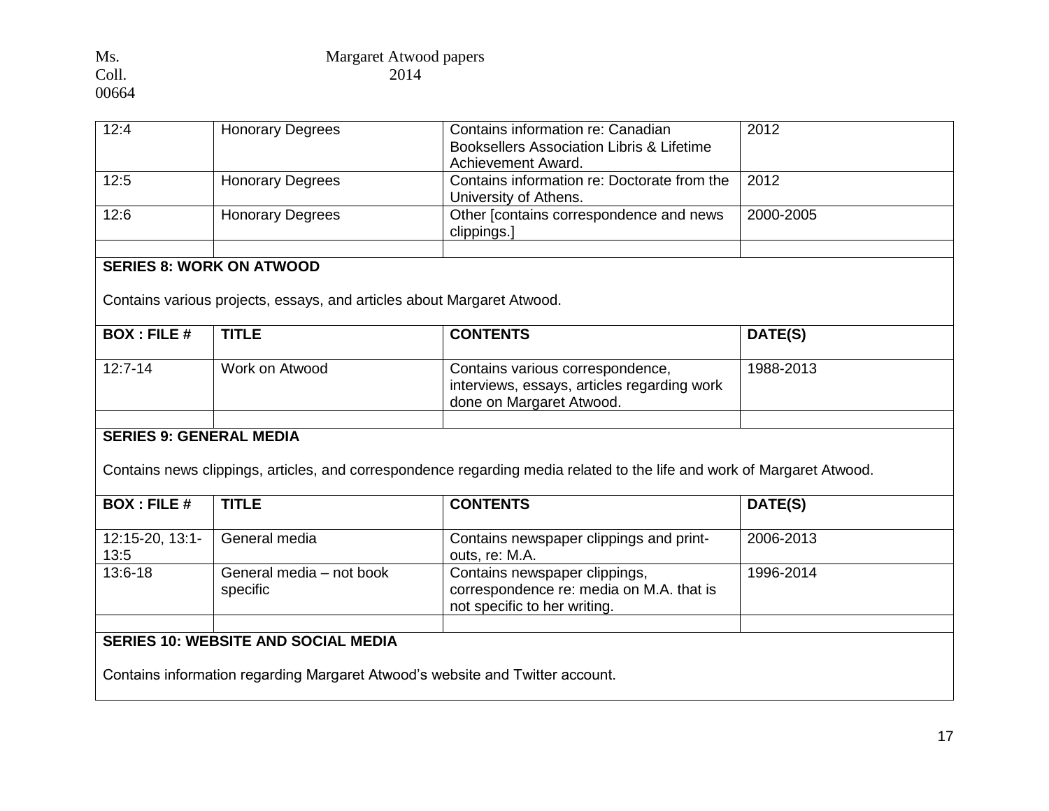| | | | |
|---|---|---|---|
| 12:4 | Honorary Degrees | Contains information re: Canadian Booksellers Association Libris & Lifetime Achievement Award. | 2012 |
| 12:5 | Honorary Degrees | Contains information re: Doctorate from the University of Athens. | 2012 |
| 12:6 | Honorary Degrees | Other [contains correspondence and news clippings.] | 2000-2005 |

**SERIES 8: WORK ON ATWOOD**

Contains various projects, essays, and articles about Margaret Atwood.

| BOX : FILE # | TITLE | CONTENTS | DATE(S) |
|---|---|---|---|
| 12:7-14 | Work on Atwood | Contains various correspondence, interviews, essays, articles regarding work done on Margaret Atwood. | 1988-2013 |

**SERIES 9: GENERAL MEDIA**

Contains news clippings, articles, and correspondence regarding media related to the life and work of Margaret Atwood.

| BOX : FILE # | TITLE | CONTENTS | DATE(S) |
|---|---|---|---|
| 12:15-20, 13:1-13:5 | General media | Contains newspaper clippings and print-outs, re: M.A. | 2006-2013 |
| 13:6-18 | General media – not book specific | Contains newspaper clippings, correspondence re: media on M.A. that is not specific to her writing. | 1996-2014 |

**SERIES 10: WEBSITE AND SOCIAL MEDIA**

Contains information regarding Margaret Atwood's website and Twitter account.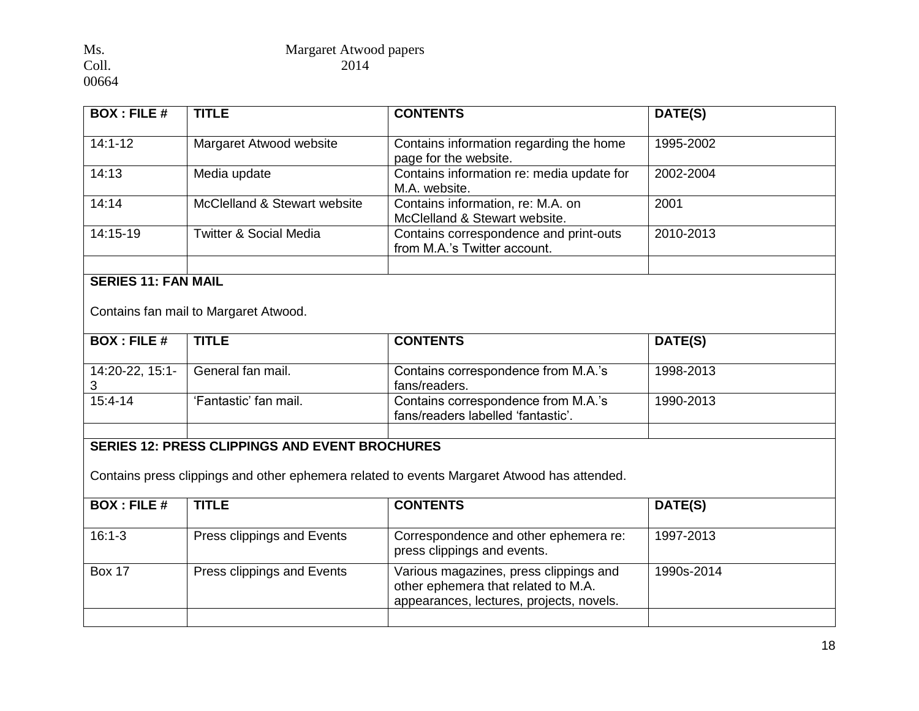| BOX : FILE # | TITLE | CONTENTS | DATE(S) |
|---|---|---|---|
| 14:1-12 | Margaret Atwood website | Contains information regarding the home page for the website. | 1995-2002 |
| 14:13 | Media update | Contains information re: media update for M.A. website. | 2002-2004 |
| 14:14 | McClelland & Stewart website | Contains information, re: M.A. on McClelland & Stewart website. | 2001 |
| 14:15-19 | Twitter & Social Media | Contains correspondence and print-outs from M.A.'s Twitter account. | 2010-2013 |

**SERIES 11: FAN MAIL**

Contains fan mail to Margaret Atwood.

| BOX : FILE # | TITLE | CONTENTS | DATE(S) |
|---|---|---|---|
| 14:20-22, 15:1-3 | General fan mail. | Contains correspondence from M.A.'s fans/readers. | 1998-2013 |
| 15:4-14 | 'Fantastic' fan mail. | Contains correspondence from M.A.'s fans/readers labelled 'fantastic'. | 1990-2013 |

**SERIES 12: PRESS CLIPPINGS AND EVENT BROCHURES**

Contains press clippings and other ephemera related to events Margaret Atwood has attended.

| BOX : FILE # | TITLE | CONTENTS | DATE(S) |
|---|---|---|---|
| 16:1-3 | Press clippings and Events | Correspondence and other ephemera re: press clippings and events. | 1997-2013 |
| Box 17 | Press clippings and Events | Various magazines, press clippings and other ephemera that related to M.A. appearances, lectures, projects, novels. | 1990s-2014 |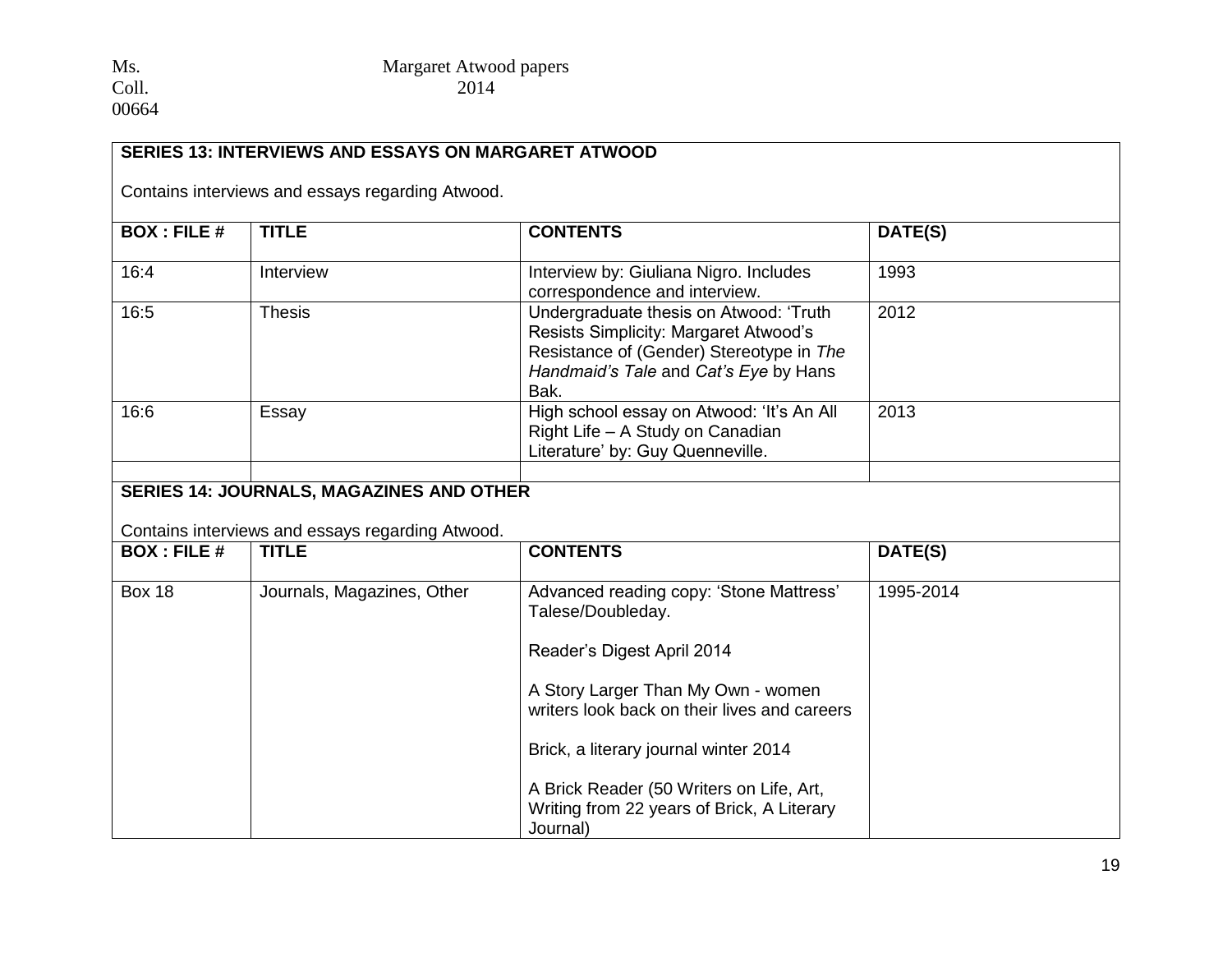## SERIES 13: INTERVIEWS AND ESSAYS ON MARGARET ATWOOD

Contains interviews and essays regarding Atwood.

| BOX : FILE # | TITLE | CONTENTS | DATE(S) |
|---|---|---|---|
| 16:4 | Interview | Interview by: Giuliana Nigro. Includes correspondence and interview. | 1993 |
| 16:5 | Thesis | Undergraduate thesis on Atwood: 'Truth Resists Simplicity: Margaret Atwood's Resistance of (Gender) Stereotype in *The Handmaid's Tale* and *Cat's Eye* by Hans Bak. | 2012 |
| 16:6 | Essay | High school essay on Atwood: 'It's An All Right Life – A Study on Canadian Literature' by: Guy Quenneville. | 2013 |

## SERIES 14: JOURNALS, MAGAZINES AND OTHER

Contains interviews and essays regarding Atwood.

| BOX : FILE # | TITLE | CONTENTS | DATE(S) |
|---|---|---|---|
| Box 18 | Journals, Magazines, Other | Advanced reading copy: 'Stone Mattress' Talese/Doubleday.<br><br>Reader's Digest April 2014<br><br>A Story Larger Than My Own - women writers look back on their lives and careers<br><br>Brick, a literary journal winter 2014<br><br>A Brick Reader (50 Writers on Life, Art, Writing from 22 years of Brick, A Literary Journal) | 1995-2014 |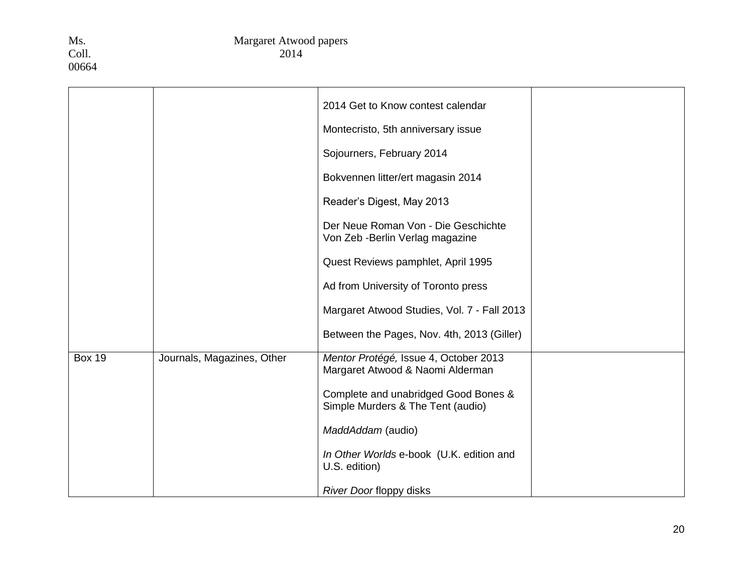| | | | |
|---|---|---|---|
| | | 2014 Get to Know contest calendar<br><br>Montecristo, 5th anniversary issue<br><br>Sojourners, February 2014<br><br>Bokvennen litter/ert magasin 2014<br><br>Reader's Digest, May 2013<br><br>Der Neue Roman Von - Die Geschichte Von Zeb -Berlin Verlag magazine<br><br>Quest Reviews pamphlet, April 1995<br><br>Ad from University of Toronto press<br><br>Margaret Atwood Studies, Vol. 7 - Fall 2013<br><br>Between the Pages, Nov. 4th, 2013 (Giller) | |
| Box 19 | Journals, Magazines, Other | *Mentor Protégé,* Issue 4, October 2013 Margaret Atwood & Naomi Alderman<br><br>Complete and unabridged Good Bones & Simple Murders & The Tent (audio)<br><br>*MaddAddam* (audio)<br><br>*In Other Worlds* e-book (U.K. edition and U.S. edition)<br><br>*River Door* floppy disks | |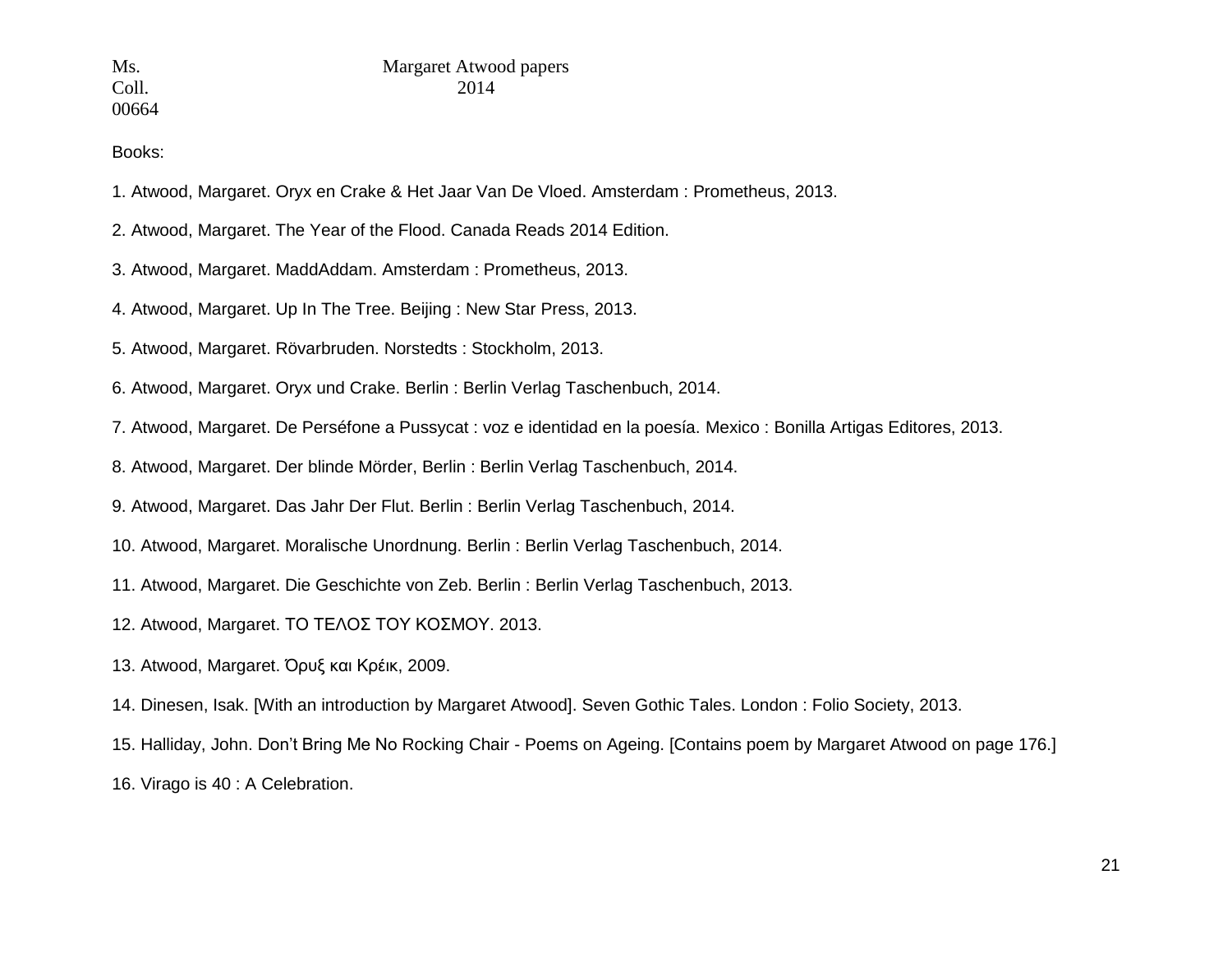Books:

1. Atwood, Margaret. Oryx en Crake & Het Jaar Van De Vloed. Amsterdam : Prometheus, 2013.

2. Atwood, Margaret. The Year of the Flood. Canada Reads 2014 Edition.

3. Atwood, Margaret. MaddAddam. Amsterdam : Prometheus, 2013.

4. Atwood, Margaret. Up In The Tree. Beijing : New Star Press, 2013.

5. Atwood, Margaret. Rövarbruden. Norstedts : Stockholm, 2013.

6. Atwood, Margaret. Oryx und Crake. Berlin : Berlin Verlag Taschenbuch, 2014.

7. Atwood, Margaret. De Perséfone a Pussycat : voz e identidad en la poesía. Mexico : Bonilla Artigas Editores, 2013.

8. Atwood, Margaret. Der blinde Mörder, Berlin : Berlin Verlag Taschenbuch, 2014.

9. Atwood, Margaret. Das Jahr Der Flut. Berlin : Berlin Verlag Taschenbuch, 2014.

10. Atwood, Margaret. Moralische Unordnung. Berlin : Berlin Verlag Taschenbuch, 2014.

11. Atwood, Margaret. Die Geschichte von Zeb. Berlin : Berlin Verlag Taschenbuch, 2013.

12. Atwood, Margaret. ΤΟ ΤΕΛΟΣ ΤΟΥ ΚΟΣΜΟΥ. 2013.

13. Atwood, Margaret. Όρυξ και Κρέικ, 2009.

14. Dinesen, Isak. [With an introduction by Margaret Atwood]. Seven Gothic Tales. London : Folio Society, 2013.

15. Halliday, John. Don't Bring Me No Rocking Chair - Poems on Ageing. [Contains poem by Margaret Atwood on page 176.]

16. Virago is 40 : A Celebration.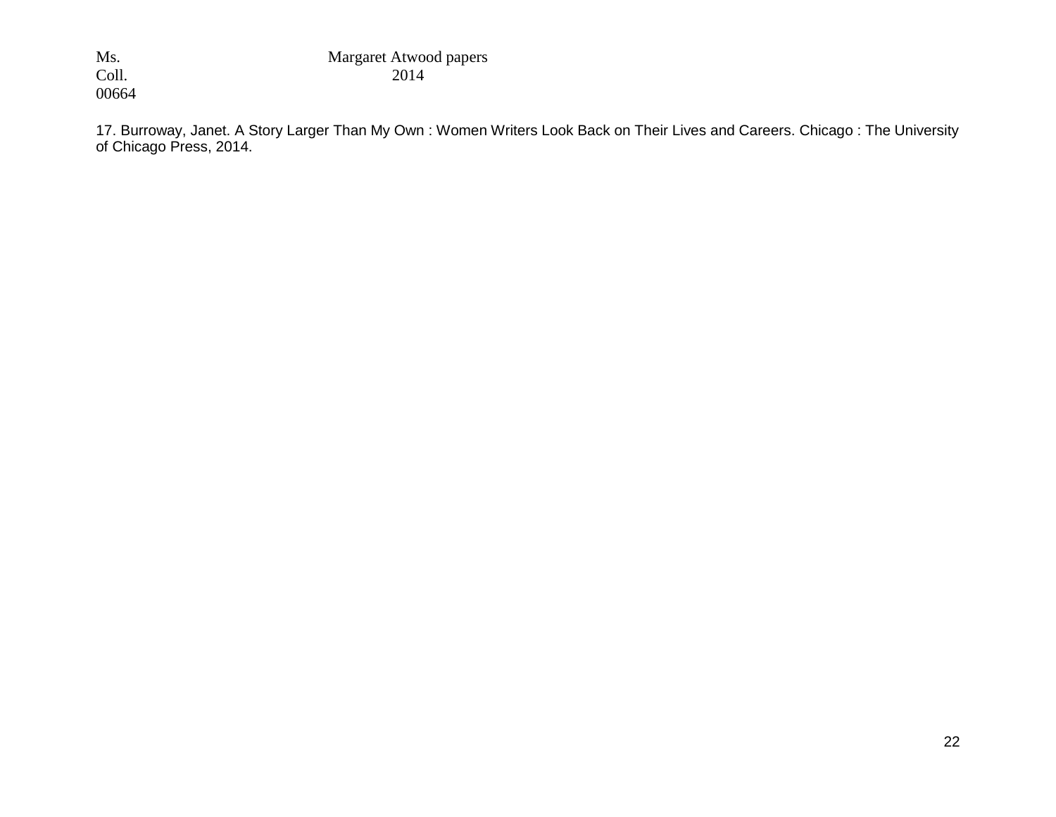17. Burroway, Janet. A Story Larger Than My Own : Women Writers Look Back on Their Lives and Careers. Chicago : The University of Chicago Press, 2014.